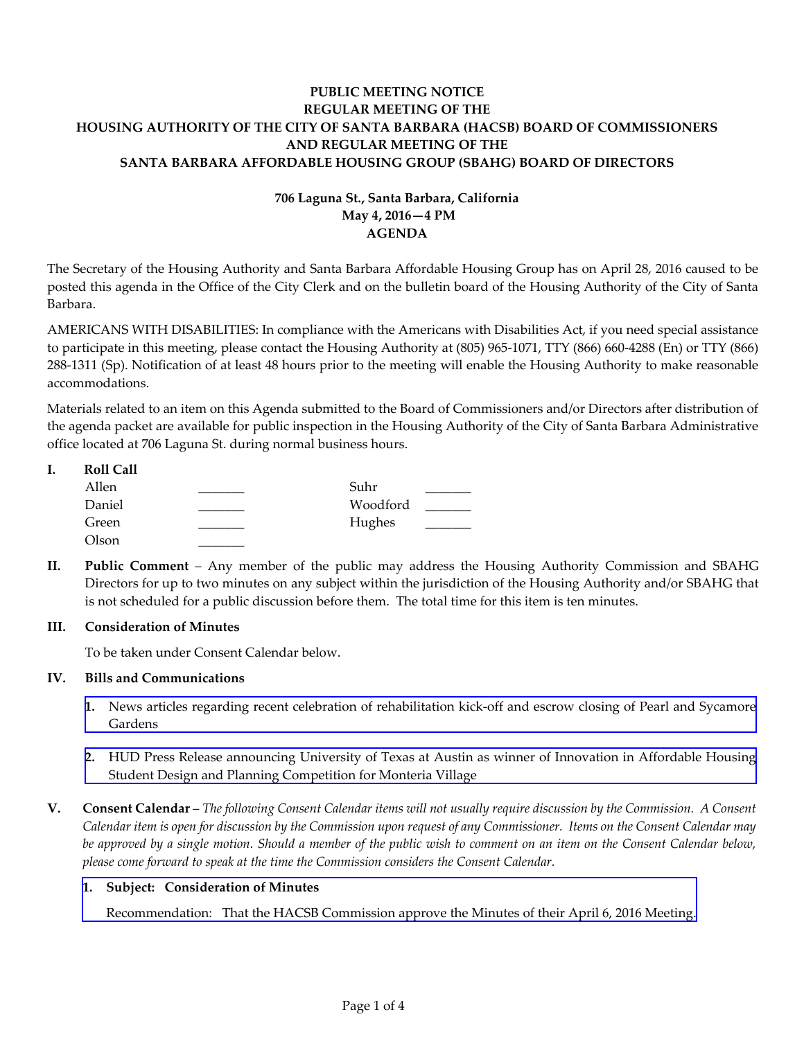**PUBLIC MEETING NOTICE**
**REGULAR MEETING OF THE**
**HOUSING AUTHORITY OF THE CITY OF SANTA BARBARA (HACSB) BOARD OF COMMISSIONERS**
**AND REGULAR MEETING OF THE**
**SANTA BARBARA AFFORDABLE HOUSING GROUP (SBAHG) BOARD OF DIRECTORS**

**706 Laguna St., Santa Barbara, California**
**May 4, 2016—4 PM**
**AGENDA**

The Secretary of the Housing Authority and Santa Barbara Affordable Housing Group has on April 28, 2016 caused to be posted this agenda in the Office of the City Clerk and on the bulletin board of the Housing Authority of the City of Santa Barbara.

AMERICANS WITH DISABILITIES: In compliance with the Americans with Disabilities Act, if you need special assistance to participate in this meeting, please contact the Housing Authority at (805) 965-1071, TTY (866) 660-4288 (En) or TTY (866) 288-1311 (Sp). Notification of at least 48 hours prior to the meeting will enable the Housing Authority to make reasonable accommodations.

Materials related to an item on this Agenda submitted to the Board of Commissioners and/or Directors after distribution of the agenda packet are available for public inspection in the Housing Authority of the City of Santa Barbara Administrative office located at 706 Laguna St. during normal business hours.

**I. Roll Call**

| | | | |
|---|---|---|---|
| Allen | _______ | Suhr | _______ |
| Daniel | _______ | Woodford | _______ |
| Green | _______ | Hughes | _______ |
| Olson | _______ | | |

**II. Public Comment** – Any member of the public may address the Housing Authority Commission and SBAHG Directors for up to two minutes on any subject within the jurisdiction of the Housing Authority and/or SBAHG that is not scheduled for a public discussion before them. The total time for this item is ten minutes.

**III. Consideration of Minutes**

To be taken under Consent Calendar below.

**IV. Bills and Communications**

1. News articles regarding recent celebration of rehabilitation kick-off and escrow closing of Pearl and Sycamore Gardens

2. HUD Press Release announcing University of Texas at Austin as winner of Innovation in Affordable Housing Student Design and Planning Competition for Monteria Village

**V. Consent Calendar** – *The following Consent Calendar items will not usually require discussion by the Commission. A Consent Calendar item is open for discussion by the Commission upon request of any Commissioner. Items on the Consent Calendar may be approved by a single motion. Should a member of the public wish to comment on an item on the Consent Calendar below, please come forward to speak at the time the Commission considers the Consent Calendar.*

**1. Subject: Consideration of Minutes**

Recommendation: That the HACSB Commission approve the Minutes of their April 6, 2016 Meeting.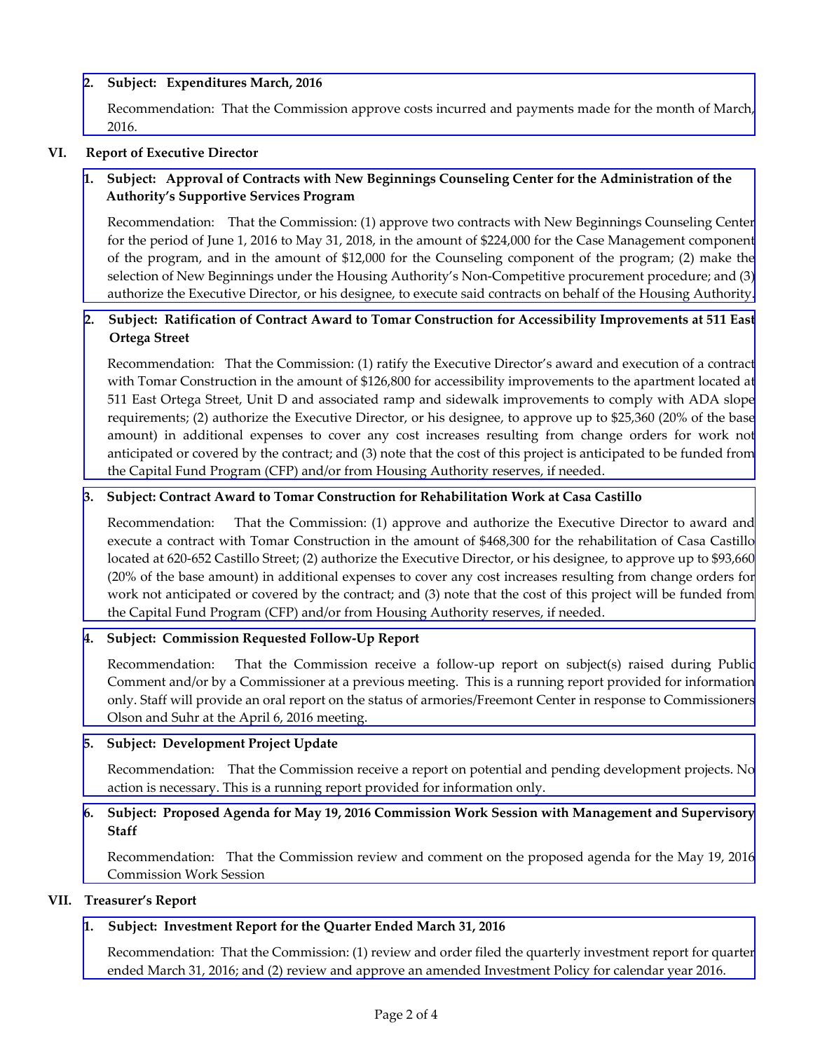**2. Subject: Expenditures March, 2016**

Recommendation: That the Commission approve costs incurred and payments made for the month of March, 2016.

## VI. Report of Executive Director

**1. Subject: Approval of Contracts with New Beginnings Counseling Center for the Administration of the Authority's Supportive Services Program**

Recommendation: That the Commission: (1) approve two contracts with New Beginnings Counseling Center for the period of June 1, 2016 to May 31, 2018, in the amount of $224,000 for the Case Management component of the program, and in the amount of $12,000 for the Counseling component of the program; (2) make the selection of New Beginnings under the Housing Authority's Non-Competitive procurement procedure; and (3) authorize the Executive Director, or his designee, to execute said contracts on behalf of the Housing Authority.

**2. Subject: Ratification of Contract Award to Tomar Construction for Accessibility Improvements at 511 East Ortega Street**

Recommendation: That the Commission: (1) ratify the Executive Director's award and execution of a contract with Tomar Construction in the amount of $126,800 for accessibility improvements to the apartment located at 511 East Ortega Street, Unit D and associated ramp and sidewalk improvements to comply with ADA slope requirements; (2) authorize the Executive Director, or his designee, to approve up to $25,360 (20% of the base amount) in additional expenses to cover any cost increases resulting from change orders for work not anticipated or covered by the contract; and (3) note that the cost of this project is anticipated to be funded from the Capital Fund Program (CFP) and/or from Housing Authority reserves, if needed.

**3. Subject: Contract Award to Tomar Construction for Rehabilitation Work at Casa Castillo**

Recommendation: That the Commission: (1) approve and authorize the Executive Director to award and execute a contract with Tomar Construction in the amount of $468,300 for the rehabilitation of Casa Castillo located at 620-652 Castillo Street; (2) authorize the Executive Director, or his designee, to approve up to $93,660 (20% of the base amount) in additional expenses to cover any cost increases resulting from change orders for work not anticipated or covered by the contract; and (3) note that the cost of this project will be funded from the Capital Fund Program (CFP) and/or from Housing Authority reserves, if needed.

**4. Subject: Commission Requested Follow-Up Report**

Recommendation: That the Commission receive a follow-up report on subject(s) raised during Public Comment and/or by a Commissioner at a previous meeting. This is a running report provided for information only. Staff will provide an oral report on the status of armories/Freemont Center in response to Commissioners Olson and Suhr at the April 6, 2016 meeting.

**5. Subject: Development Project Update**

Recommendation: That the Commission receive a report on potential and pending development projects. No action is necessary. This is a running report provided for information only.

**6. Subject: Proposed Agenda for May 19, 2016 Commission Work Session with Management and Supervisory Staff**

Recommendation: That the Commission review and comment on the proposed agenda for the May 19, 2016 Commission Work Session

## VII. Treasurer's Report

**1. Subject: Investment Report for the Quarter Ended March 31, 2016**

Recommendation: That the Commission: (1) review and order filed the quarterly investment report for quarter ended March 31, 2016; and (2) review and approve an amended Investment Policy for calendar year 2016.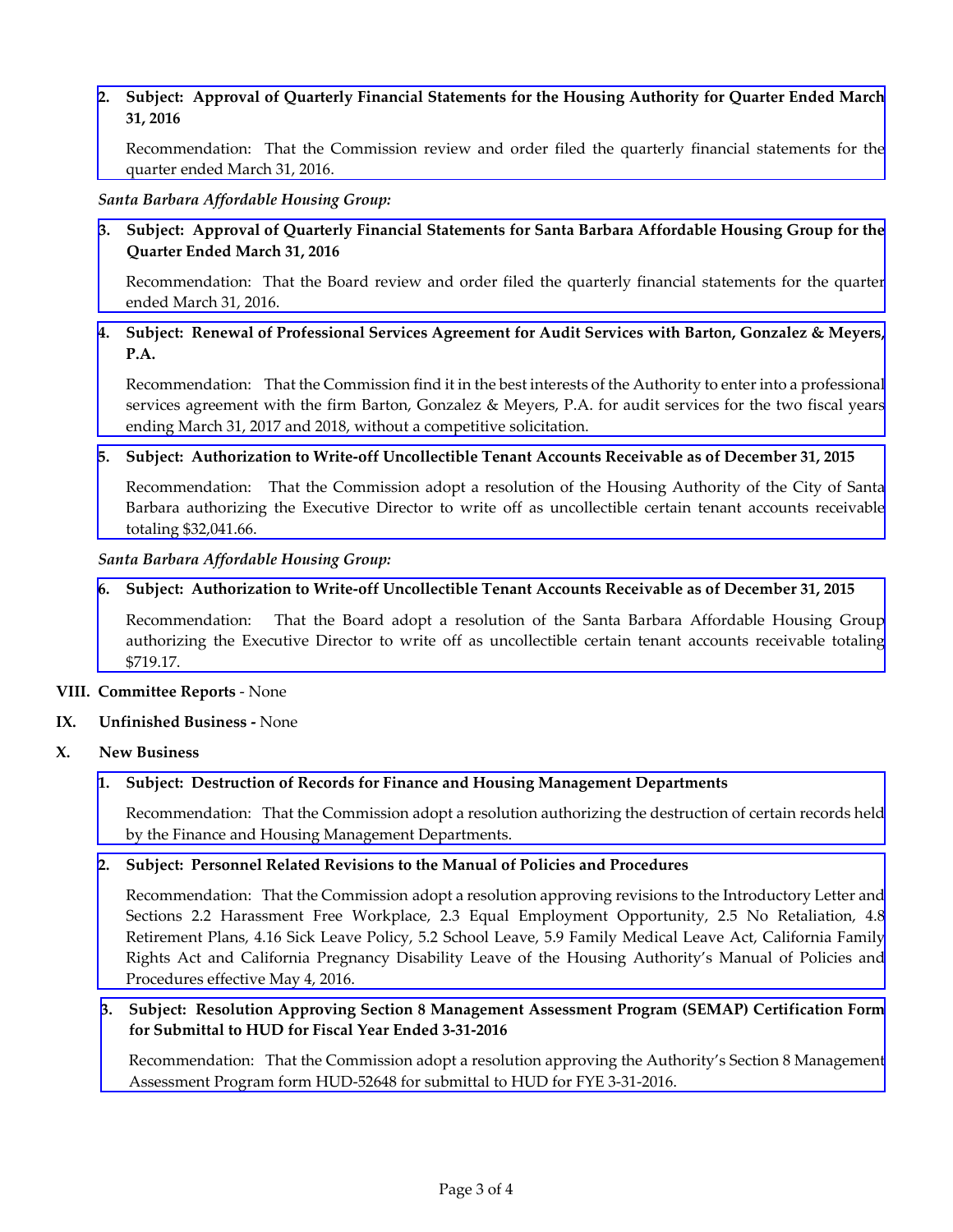2. **Subject: Approval of Quarterly Financial Statements for the Housing Authority for Quarter Ended March 31, 2016**

   Recommendation: That the Commission review and order filed the quarterly financial statements for the quarter ended March 31, 2016.

*Santa Barbara Affordable Housing Group:*

3. **Subject: Approval of Quarterly Financial Statements for Santa Barbara Affordable Housing Group for the Quarter Ended March 31, 2016**

   Recommendation: That the Board review and order filed the quarterly financial statements for the quarter ended March 31, 2016.

4. **Subject: Renewal of Professional Services Agreement for Audit Services with Barton, Gonzalez & Meyers, P.A.**

   Recommendation: That the Commission find it in the best interests of the Authority to enter into a professional services agreement with the firm Barton, Gonzalez & Meyers, P.A. for audit services for the two fiscal years ending March 31, 2017 and 2018, without a competitive solicitation.

5. **Subject: Authorization to Write-off Uncollectible Tenant Accounts Receivable as of December 31, 2015**

   Recommendation: That the Commission adopt a resolution of the Housing Authority of the City of Santa Barbara authorizing the Executive Director to write off as uncollectible certain tenant accounts receivable totaling $32,041.66.

*Santa Barbara Affordable Housing Group:*

6. **Subject: Authorization to Write-off Uncollectible Tenant Accounts Receivable as of December 31, 2015**

   Recommendation: That the Board adopt a resolution of the Santa Barbara Affordable Housing Group authorizing the Executive Director to write off as uncollectible certain tenant accounts receivable totaling $719.17.

**VIII. Committee Reports** - None

**IX. Unfinished Business -** None

**X. New Business**

1. **Subject: Destruction of Records for Finance and Housing Management Departments**

   Recommendation: That the Commission adopt a resolution authorizing the destruction of certain records held by the Finance and Housing Management Departments.

2. **Subject: Personnel Related Revisions to the Manual of Policies and Procedures**

   Recommendation: That the Commission adopt a resolution approving revisions to the Introductory Letter and Sections 2.2 Harassment Free Workplace, 2.3 Equal Employment Opportunity, 2.5 No Retaliation, 4.8 Retirement Plans, 4.16 Sick Leave Policy, 5.2 School Leave, 5.9 Family Medical Leave Act, California Family Rights Act and California Pregnancy Disability Leave of the Housing Authority's Manual of Policies and Procedures effective May 4, 2016.

3. **Subject: Resolution Approving Section 8 Management Assessment Program (SEMAP) Certification Form for Submittal to HUD for Fiscal Year Ended 3-31-2016**

   Recommendation: That the Commission adopt a resolution approving the Authority's Section 8 Management Assessment Program form HUD-52648 for submittal to HUD for FYE 3-31-2016.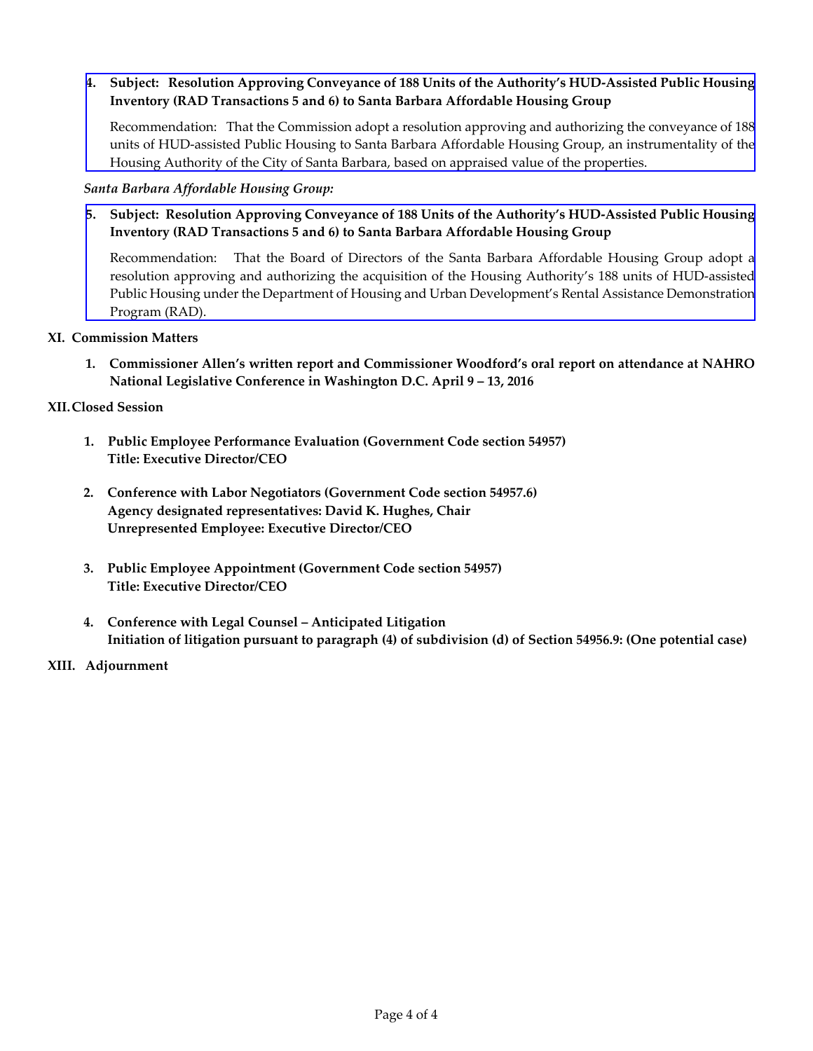4. **Subject: Resolution Approving Conveyance of 188 Units of the Authority's HUD-Assisted Public Housing Inventory (RAD Transactions 5 and 6) to Santa Barbara Affordable Housing Group**

   Recommendation: That the Commission adopt a resolution approving and authorizing the conveyance of 188 units of HUD-assisted Public Housing to Santa Barbara Affordable Housing Group, an instrumentality of the Housing Authority of the City of Santa Barbara, based on appraised value of the properties.

*Santa Barbara Affordable Housing Group:*

5. **Subject: Resolution Approving Conveyance of 188 Units of the Authority's HUD-Assisted Public Housing Inventory (RAD Transactions 5 and 6) to Santa Barbara Affordable Housing Group**

   Recommendation: That the Board of Directors of the Santa Barbara Affordable Housing Group adopt a resolution approving and authorizing the acquisition of the Housing Authority's 188 units of HUD-assisted Public Housing under the Department of Housing and Urban Development's Rental Assistance Demonstration Program (RAD).

## XI. Commission Matters

1. **Commissioner Allen's written report and Commissioner Woodford's oral report on attendance at NAHRO National Legislative Conference in Washington D.C. April 9 – 13, 2016**

## XII. Closed Session

1. **Public Employee Performance Evaluation (Government Code section 54957)**
   **Title: Executive Director/CEO**

2. **Conference with Labor Negotiators (Government Code section 54957.6)**
   **Agency designated representatives: David K. Hughes, Chair**
   **Unrepresented Employee: Executive Director/CEO**

3. **Public Employee Appointment (Government Code section 54957)**
   **Title: Executive Director/CEO**

4. **Conference with Legal Counsel – Anticipated Litigation**
   **Initiation of litigation pursuant to paragraph (4) of subdivision (d) of Section 54956.9: (One potential case)**

## XIII. Adjournment